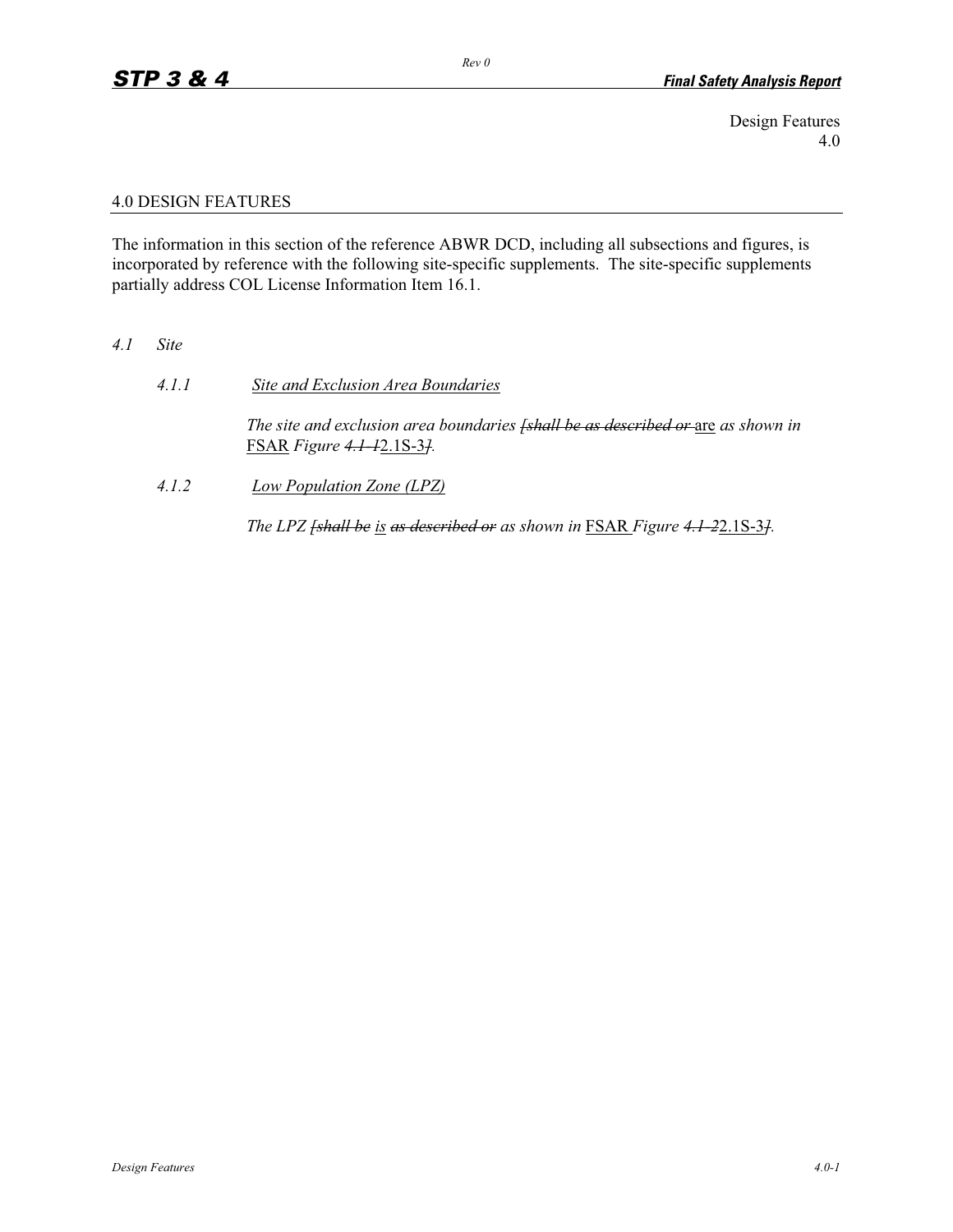Design Features
4.0

## 4.0 DESIGN FEATURES

The information in this section of the reference ABWR DCD, including all subsections and figures, is incorporated by reference with the following site-specific supplements. The site-specific supplements partially address COL License Information Item 16.1.

### *4.1 Site*

#### *4.1.1 Site and Exclusion Area Boundaries*

*The site and exclusion area boundaries ~~[shall be as described or~~* are *as shown in* FSAR *Figure ~~4.1-1~~*2.1S-3*~~]~~.*

#### *4.1.2 Low Population Zone (LPZ)*

*The LPZ ~~[shall be~~ is ~~as described or~~ as shown in* FSAR *Figure ~~4.1-2~~*2.1S-3*~~]~~.*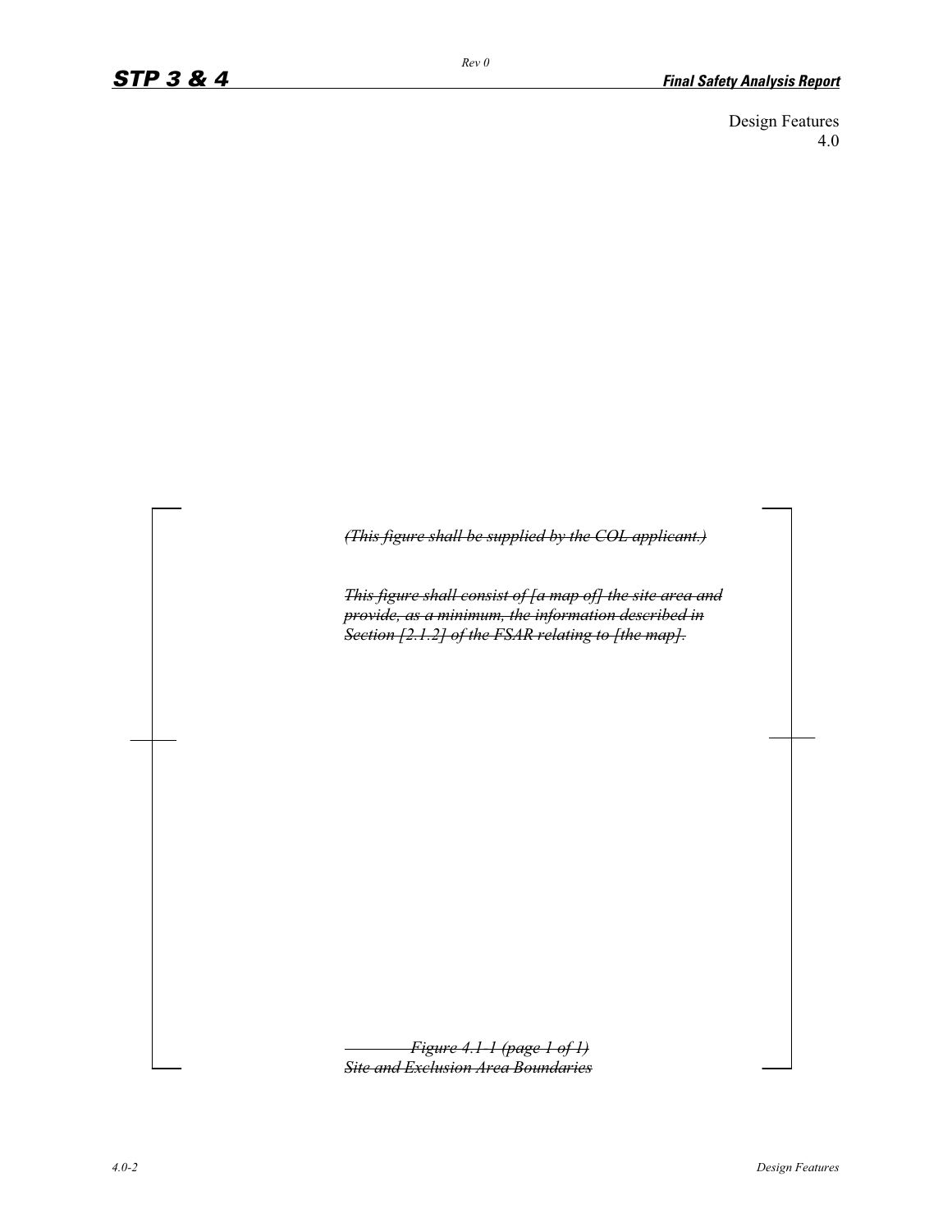Design Features
4.0

~~*(This figure shall be supplied by the COL applicant.)*~~

~~*This figure shall consist of [a map of] the site area and provide, as a minimum, the information described in Section [2.1.2] of the FSAR relating to [the map].*~~

~~*Figure 4.1-1 (page 1 of 1)*~~
~~*Site and Exclusion Area Boundaries*~~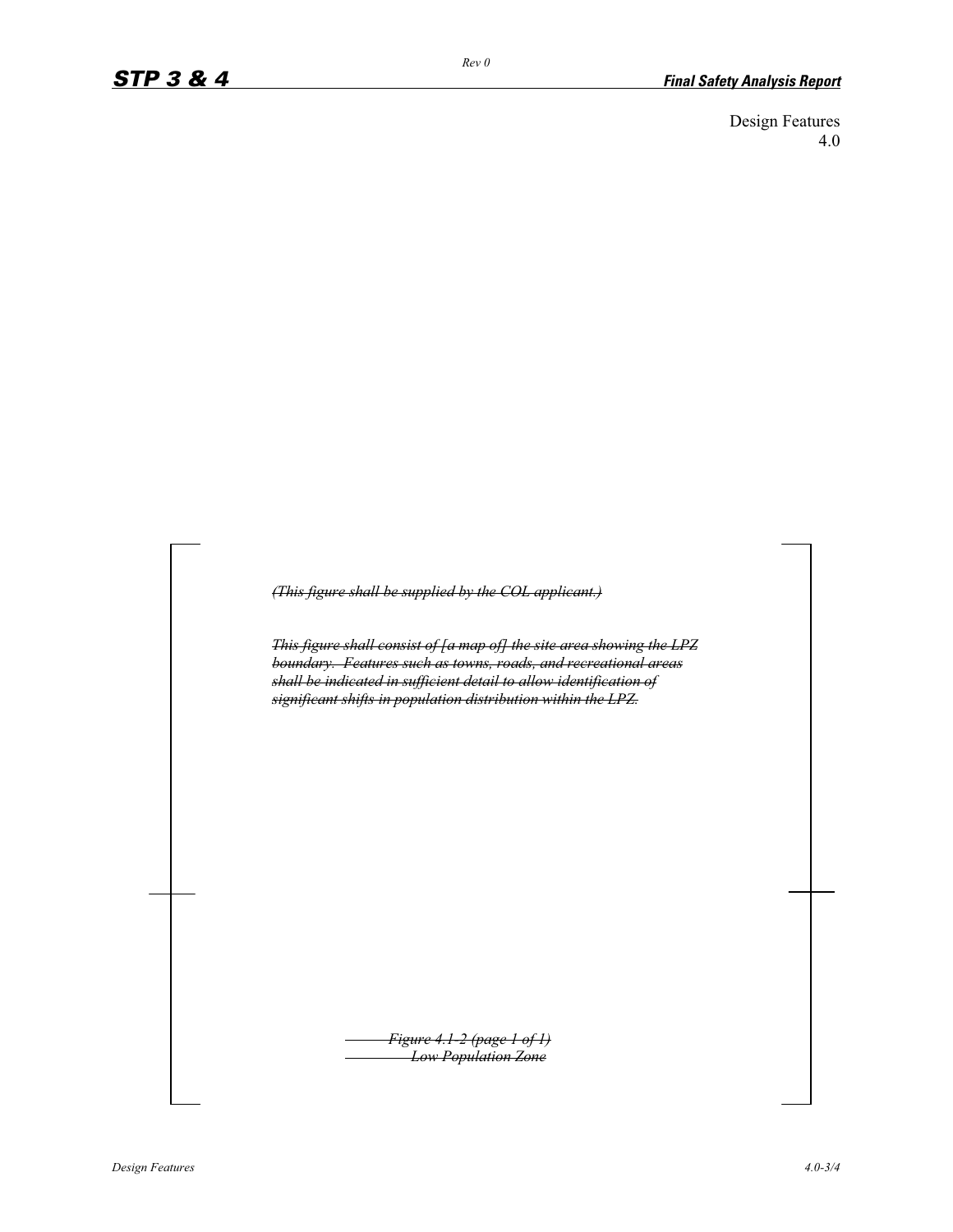Design Features
4.0

~~*(This figure shall be supplied by the COL applicant.)*~~

~~*This figure shall consist of [a map of] the site area showing the LPZ boundary. Features such as towns, roads, and recreational areas shall be indicated in sufficient detail to allow identification of significant shifts in population distribution within the LPZ.*~~

~~*Figure 4.1-2 (page 1 of 1)*~~
~~*Low Population Zone*~~